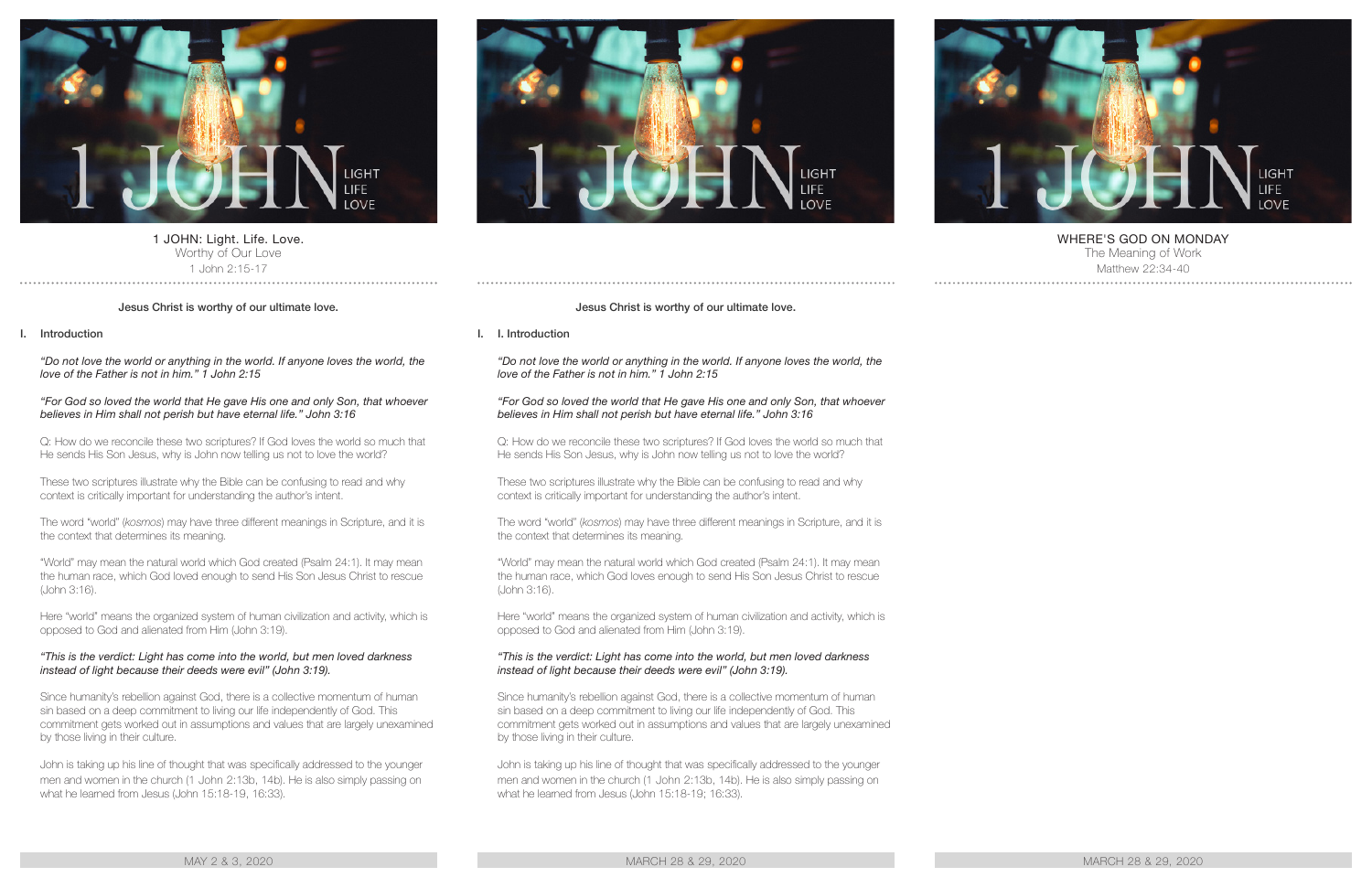1 JOHN: Light. Life. Love.
Worthy of Our Love
1 John 2:15-17

**Jesus Christ is worthy of our ultimate love.**

## I. Introduction

*"Do not love the world or anything in the world. If anyone loves the world, the love of the Father is not in him." 1 John 2:15*

*"For God so loved the world that He gave His one and only Son, that whoever believes in Him shall not perish but have eternal life." John 3:16*

Q: How do we reconcile these two scriptures? If God loves the world so much that He sends His Son Jesus, why is John now telling us not to love the world?

These two scriptures illustrate why the Bible can be confusing to read and why context is critically important for understanding the author's intent.

The word "world" (*kosmos*) may have three different meanings in Scripture, and it is the context that determines its meaning.

"World" may mean the natural world which God created (Psalm 24:1). It may mean the human race, which God loved enough to send His Son Jesus Christ to rescue (John 3:16).

Here "world" means the organized system of human civilization and activity, which is opposed to God and alienated from Him (John 3:19).

*"This is the verdict: Light has come into the world, but men loved darkness instead of light because their deeds were evil" (John 3:19).*

Since humanity's rebellion against God, there is a collective momentum of human sin based on a deep commitment to living our life independently of God. This commitment gets worked out in assumptions and values that are largely unexamined by those living in their culture.

John is taking up his line of thought that was specifically addressed to the younger men and women in the church (1 John 2:13b, 14b). He is also simply passing on what he learned from Jesus (John 15:18-19, 16:33).

MAY 2 & 3, 2020

---

**Jesus Christ is worthy of our ultimate love.**

## I. I. Introduction

*"Do not love the world or anything in the world. If anyone loves the world, the love of the Father is not in him." 1 John 2:15*

*"For God so loved the world that He gave His one and only Son, that whoever believes in Him shall not perish but have eternal life." John 3:16*

Q: How do we reconcile these two scriptures? If God loves the world so much that He sends His Son Jesus, why is John now telling us not to love the world?

These two scriptures illustrate why the Bible can be confusing to read and why context is critically important for understanding the author's intent.

The word "world" (*kosmos*) may have three different meanings in Scripture, and it is the context that determines its meaning.

"World" may mean the natural world which God created (Psalm 24:1). It may mean the human race, which God loves enough to send His Son Jesus Christ to rescue (John 3:16).

Here "world" means the organized system of human civilization and activity, which is opposed to God and alienated from Him (John 3:19).

*"This is the verdict: Light has come into the world, but men loved darkness instead of light because their deeds were evil" (John 3:19).*

Since humanity's rebellion against God, there is a collective momentum of human sin based on a deep commitment to living our life independently of God. This commitment gets worked out in assumptions and values that are largely unexamined by those living in their culture.

John is taking up his line of thought that was specifically addressed to the younger men and women in the church (1 John 2:13b, 14b). He is also simply passing on what he learned from Jesus (John 15:18-19; 16:33).

MARCH 28 & 29, 2020

---

WHERE'S GOD ON MONDAY
The Meaning of Work
Matthew 22:34-40

MARCH 28 & 29, 2020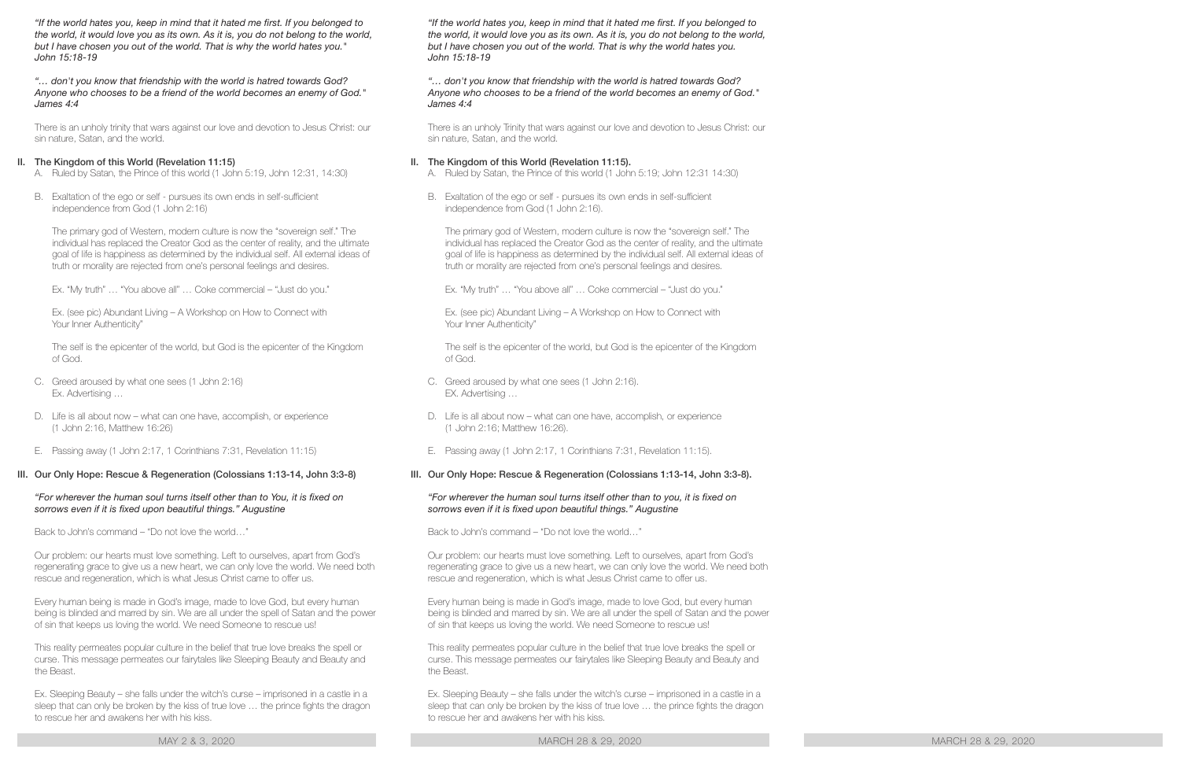*"If the world hates you, keep in mind that it hated me first. If you belonged to the world, it would love you as its own. As it is, you do not belong to the world, but I have chosen you out of the world. That is why the world hates you." John 15:18-19*

*"… don't you know that friendship with the world is hatred towards God? Anyone who chooses to be a friend of the world becomes an enemy of God." James 4:4*

There is an unholy trinity that wars against our love and devotion to Jesus Christ: our sin nature, Satan, and the world.

## II. The Kingdom of this World (Revelation 11:15)

A. Ruled by Satan, the Prince of this world (1 John 5:19, John 12:31, 14:30)

B. Exaltation of the ego or self - pursues its own ends in self-sufficient independence from God (1 John 2:16)

The primary god of Western, modern culture is now the "sovereign self." The individual has replaced the Creator God as the center of reality, and the ultimate goal of life is happiness as determined by the individual self. All external ideas of truth or morality are rejected from one's personal feelings and desires.

Ex. "My truth" … "You above all" … Coke commercial – "Just do you."

Ex. (see pic) Abundant Living – A Workshop on How to Connect with Your Inner Authenticity"

The self is the epicenter of the world, but God is the epicenter of the Kingdom of God.

C. Greed aroused by what one sees (1 John 2:16)
Ex. Advertising …

D. Life is all about now – what can one have, accomplish, or experience (1 John 2:16, Matthew 16:26)

E. Passing away (1 John 2:17, 1 Corinthians 7:31, Revelation 11:15)

## III. Our Only Hope: Rescue & Regeneration (Colossians 1:13-14, John 3:3-8)

*"For wherever the human soul turns itself other than to You, it is fixed on sorrows even if it is fixed upon beautiful things." Augustine*

Back to John's command – "Do not love the world…"

Our problem: our hearts must love something. Left to ourselves, apart from God's regenerating grace to give us a new heart, we can only love the world. We need both rescue and regeneration, which is what Jesus Christ came to offer us.

Every human being is made in God's image, made to love God, but every human being is blinded and marred by sin. We are all under the spell of Satan and the power of sin that keeps us loving the world. We need Someone to rescue us!

This reality permeates popular culture in the belief that true love breaks the spell or curse. This message permeates our fairytales like Sleeping Beauty and Beauty and the Beast.

Ex. Sleeping Beauty – she falls under the witch's curse – imprisoned in a castle in a sleep that can only be broken by the kiss of true love … the prince fights the dragon to rescue her and awakens her with his kiss.

*"If the world hates you, keep in mind that it hated me first. If you belonged to the world, it would love you as its own. As it is, you do not belong to the world, but I have chosen you out of the world. That is why the world hates you. John 15:18-19*

*"… don't you know that friendship with the world is hatred towards God? Anyone who chooses to be a friend of the world becomes an enemy of God." James 4:4*

There is an unholy Trinity that wars against our love and devotion to Jesus Christ: our sin nature, Satan, and the world.

## II. The Kingdom of this World (Revelation 11:15).

A. Ruled by Satan, the Prince of this world (1 John 5:19; John 12:31 14:30)

B. Exaltation of the ego or self - pursues its own ends in self-sufficient independence from God (1 John 2:16).

The primary god of Western, modern culture is now the "sovereign self." The individual has replaced the Creator God as the center of reality, and the ultimate goal of life is happiness as determined by the individual self. All external ideas of truth or morality are rejected from one's personal feelings and desires.

Ex. "My truth" … "You above all" … Coke commercial – "Just do you."

Ex. (see pic) Abundant Living – A Workshop on How to Connect with Your Inner Authenticity"

The self is the epicenter of the world, but God is the epicenter of the Kingdom of God.

C. Greed aroused by what one sees (1 John 2:16).
EX. Advertising …

D. Life is all about now – what can one have, accomplish, or experience (1 John 2:16; Matthew 16:26).

E. Passing away (1 John 2:17, 1 Corinthians 7:31, Revelation 11:15).

## III. Our Only Hope: Rescue & Regeneration (Colossians 1:13-14, John 3:3-8).

*"For wherever the human soul turns itself other than to you, it is fixed on sorrows even if it is fixed upon beautiful things." Augustine*

Back to John's command – "Do not love the world…"

Our problem: our hearts must love something. Left to ourselves, apart from God's regenerating grace to give us a new heart, we can only love the world. We need both rescue and regeneration, which is what Jesus Christ came to offer us.

Every human being is made in God's image, made to love God, but every human being is blinded and marred by sin. We are all under the spell of Satan and the power of sin that keeps us loving the world. We need Someone to rescue us!

This reality permeates popular culture in the belief that true love breaks the spell or curse. This message permeates our fairytales like Sleeping Beauty and Beauty and the Beast.

Ex. Sleeping Beauty – she falls under the witch's curse – imprisoned in a castle in a sleep that can only be broken by the kiss of true love … the prince fights the dragon to rescue her and awakens her with his kiss.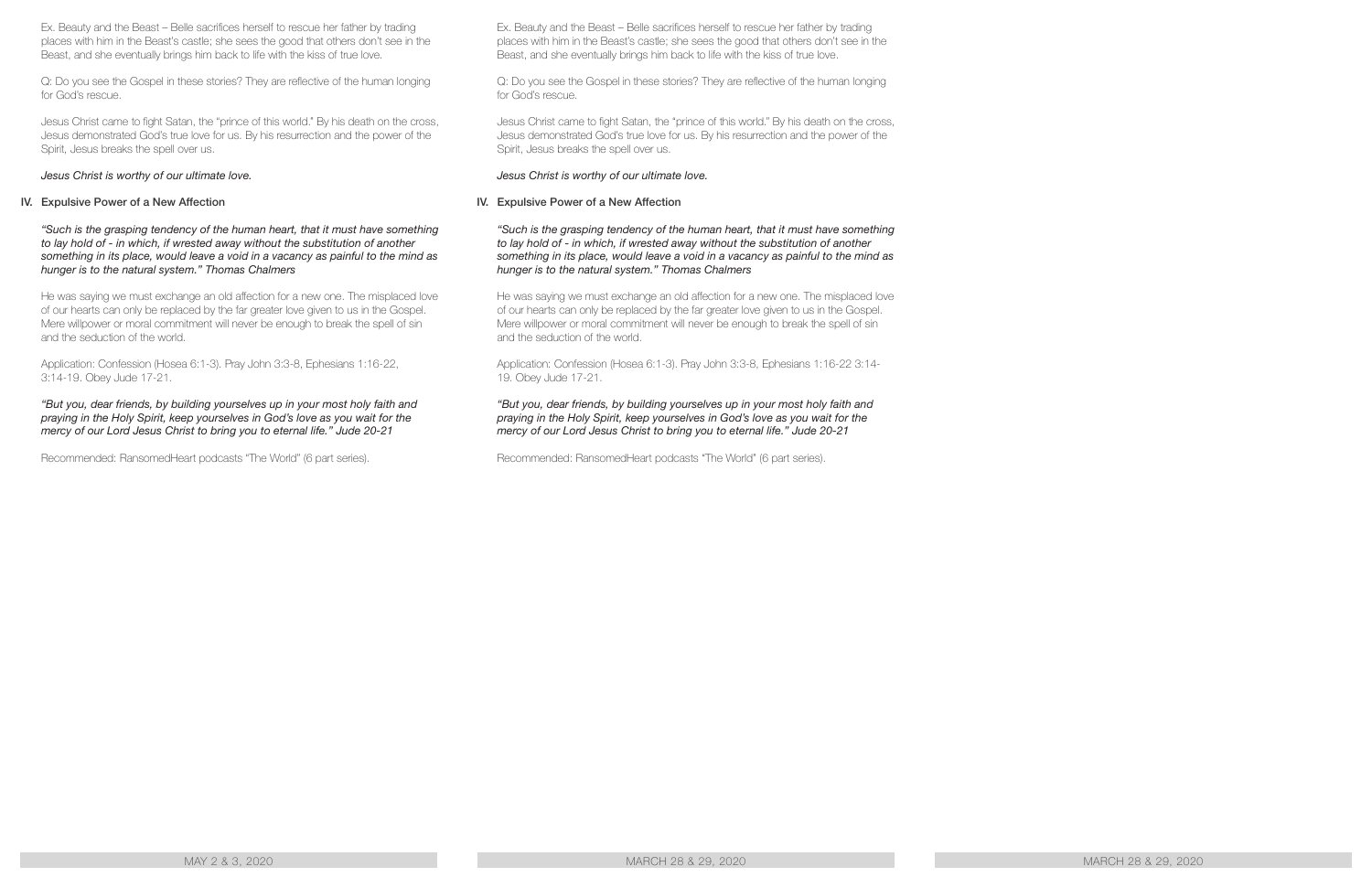Ex. Beauty and the Beast – Belle sacrifices herself to rescue her father by trading places with him in the Beast's castle; she sees the good that others don't see in the Beast, and she eventually brings him back to life with the kiss of true love.

Q: Do you see the Gospel in these stories? They are reflective of the human longing for God's rescue.

Jesus Christ came to fight Satan, the "prince of this world." By his death on the cross, Jesus demonstrated God's true love for us. By his resurrection and the power of the Spirit, Jesus breaks the spell over us.

*Jesus Christ is worthy of our ultimate love.*

## IV. Expulsive Power of a New Affection

*"Such is the grasping tendency of the human heart, that it must have something to lay hold of - in which, if wrested away without the substitution of another something in its place, would leave a void in a vacancy as painful to the mind as hunger is to the natural system." Thomas Chalmers*

He was saying we must exchange an old affection for a new one. The misplaced love of our hearts can only be replaced by the far greater love given to us in the Gospel. Mere willpower or moral commitment will never be enough to break the spell of sin and the seduction of the world.

Application: Confession (Hosea 6:1-3). Pray John 3:3-8, Ephesians 1:16-22, 3:14-19. Obey Jude 17-21.

*"But you, dear friends, by building yourselves up in your most holy faith and praying in the Holy Spirit, keep yourselves in God's love as you wait for the mercy of our Lord Jesus Christ to bring you to eternal life." Jude 20-21*

Recommended: RansomedHeart podcasts "The World" (6 part series).

Ex. Beauty and the Beast – Belle sacrifices herself to rescue her father by trading places with him in the Beast's castle; she sees the good that others don't see in the Beast, and she eventually brings him back to life with the kiss of true love.

Q: Do you see the Gospel in these stories? They are reflective of the human longing for God's rescue.

Jesus Christ came to fight Satan, the "prince of this world." By his death on the cross, Jesus demonstrated God's true love for us. By his resurrection and the power of the Spirit, Jesus breaks the spell over us.

*Jesus Christ is worthy of our ultimate love.*

## IV. Expulsive Power of a New Affection

*"Such is the grasping tendency of the human heart, that it must have something to lay hold of - in which, if wrested away without the substitution of another something in its place, would leave a void in a vacancy as painful to the mind as hunger is to the natural system." Thomas Chalmers*

He was saying we must exchange an old affection for a new one. The misplaced love of our hearts can only be replaced by the far greater love given to us in the Gospel. Mere willpower or moral commitment will never be enough to break the spell of sin and the seduction of the world.

Application: Confession (Hosea 6:1-3). Pray John 3:3-8, Ephesians 1:16-22 3:14-19. Obey Jude 17-21.

*"But you, dear friends, by building yourselves up in your most holy faith and praying in the Holy Spirit, keep yourselves in God's love as you wait for the mercy of our Lord Jesus Christ to bring you to eternal life." Jude 20-21*

Recommended: RansomedHeart podcasts "The World" (6 part series).